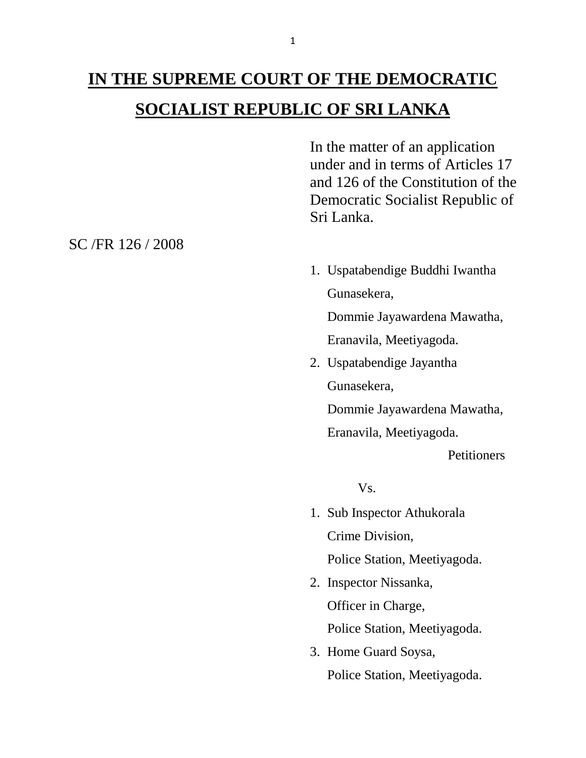# IN THE SUPREME COURT OF THE DEMOCRATIC SOCIALIST REPUBLIC OF SRI LANKA

In the matter of an application under and in terms of Articles 17 and 126 of the Constitution of the Democratic Socialist Republic of Sri Lanka.

SC /FR 126 / 2008

1. Uspatabendige Buddhi Iwantha Gunasekera,
   Dommie Jayawardena Mawatha,
   Eranavila, Meetiyagoda.
2. Uspatabendige Jayantha Gunasekera,
   Dommie Jayawardena Mawatha,
   Eranavila, Meetiyagoda.

Petitioners

Vs.

1. Sub Inspector Athukorala
   Crime Division,
   Police Station, Meetiyagoda.
2. Inspector Nissanka,
   Officer in Charge,
   Police Station, Meetiyagoda.
3. Home Guard Soysa,
   Police Station, Meetiyagoda.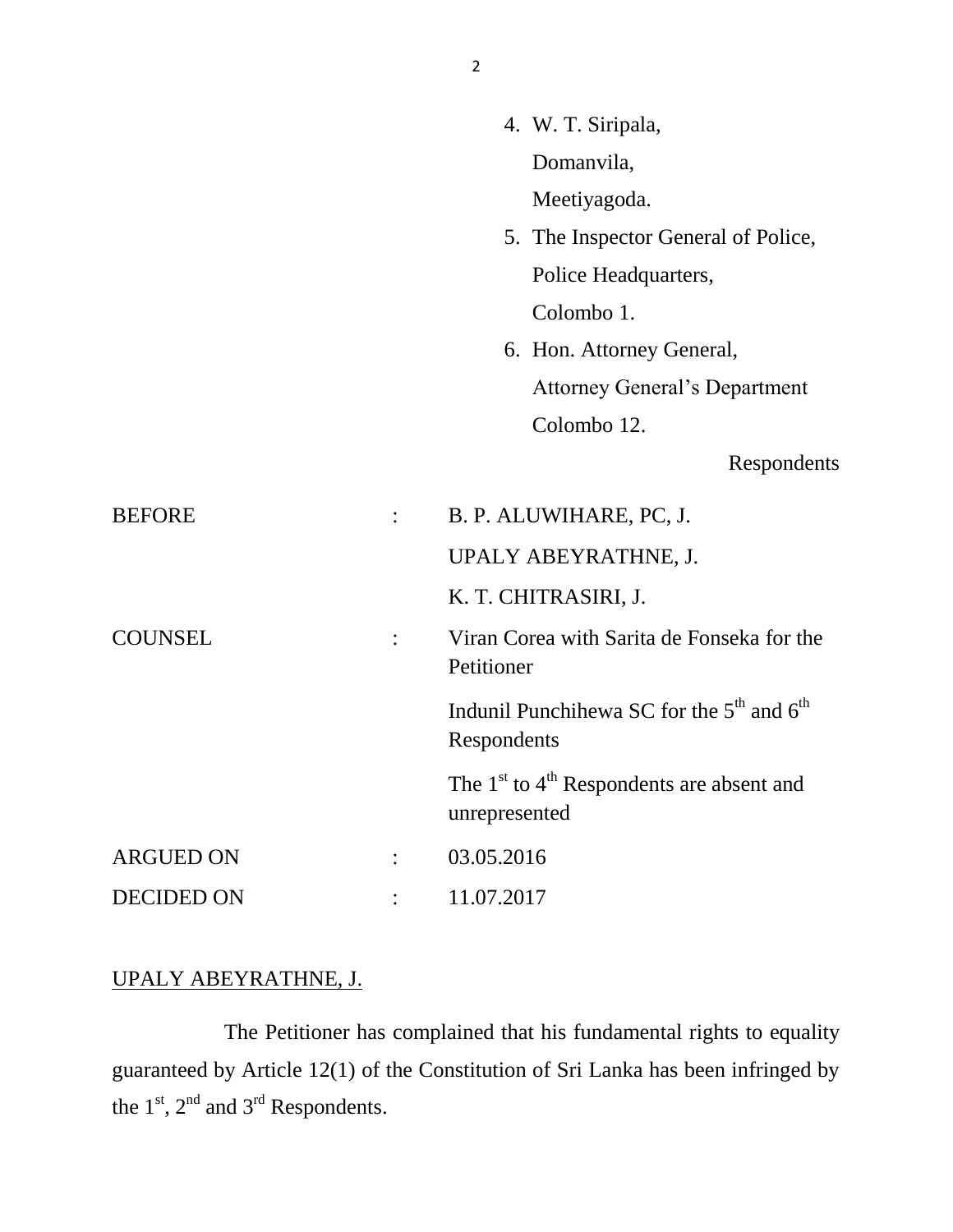4. W. T. Siripala,
   Domanvila,
   Meetiyagoda.
5. The Inspector General of Police,
   Police Headquarters,
   Colombo 1.
6. Hon. Attorney General,
   Attorney General's Department
   Colombo 12.

Respondents

| | | |
|---|---|---|
| BEFORE | : | B. P. ALUWIHARE, PC, J. |
| | | UPALY ABEYRATHNE, J. |
| | | K. T. CHITRASIRI, J. |
| COUNSEL | : | Viran Corea with Sarita de Fonseka for the Petitioner |
| | | Indunil Punchihewa SC for the 5th and 6th Respondents |
| | | The 1st to 4th Respondents are absent and unrepresented |
| ARGUED ON | : | 03.05.2016 |
| DECIDED ON | : | 11.07.2017 |

UPALY ABEYRATHNE, J.

The Petitioner has complained that his fundamental rights to equality guaranteed by Article 12(1) of the Constitution of Sri Lanka has been infringed by the 1st, 2nd and 3rd Respondents.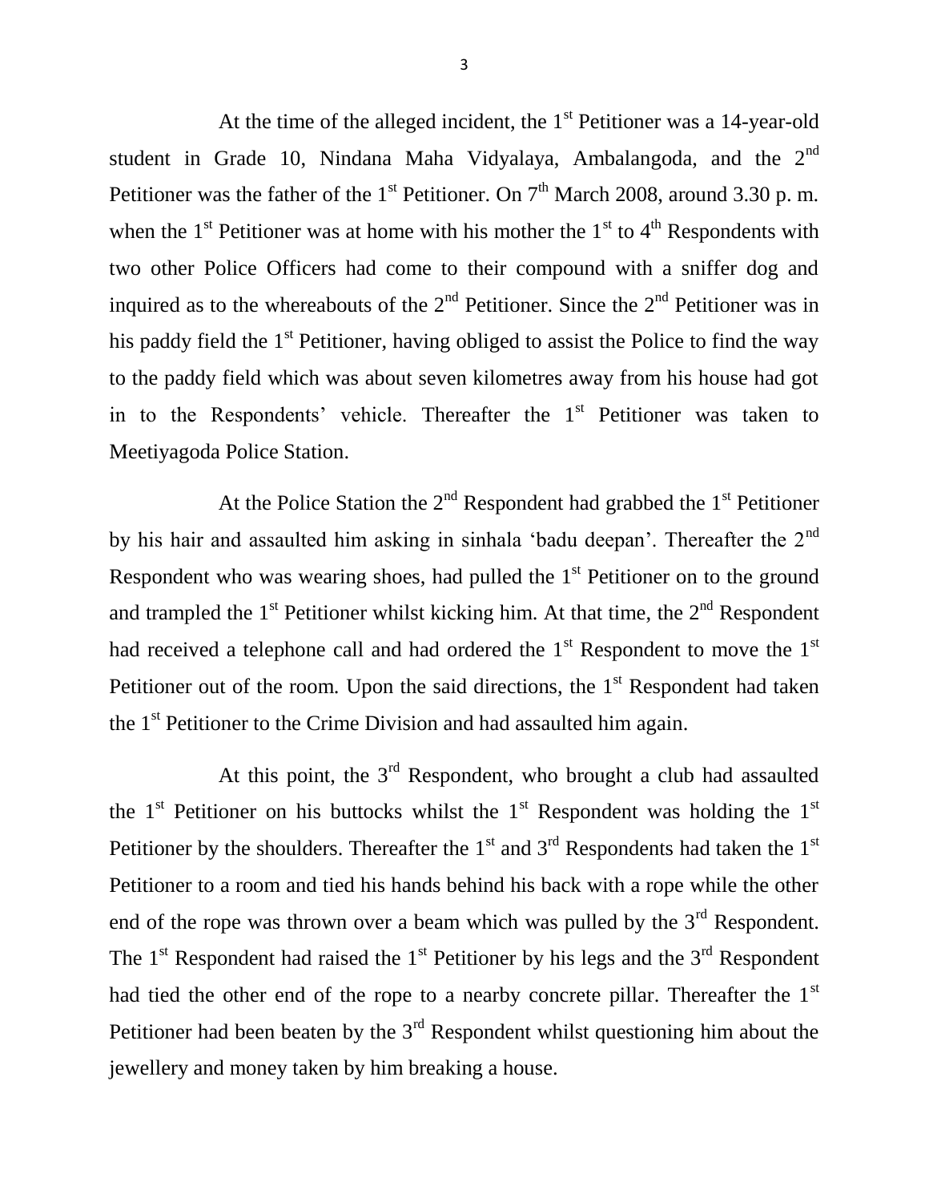At the time of the alleged incident, the 1st Petitioner was a 14-year-old student in Grade 10, Nindana Maha Vidyalaya, Ambalangoda, and the 2nd Petitioner was the father of the 1st Petitioner. On 7th March 2008, around 3.30 p. m. when the 1st Petitioner was at home with his mother the 1st to 4th Respondents with two other Police Officers had come to their compound with a sniffer dog and inquired as to the whereabouts of the 2nd Petitioner. Since the 2nd Petitioner was in his paddy field the 1st Petitioner, having obliged to assist the Police to find the way to the paddy field which was about seven kilometres away from his house had got in to the Respondents' vehicle. Thereafter the 1st Petitioner was taken to Meetiyagoda Police Station.

At the Police Station the 2nd Respondent had grabbed the 1st Petitioner by his hair and assaulted him asking in sinhala 'badu deepan'. Thereafter the 2nd Respondent who was wearing shoes, had pulled the 1st Petitioner on to the ground and trampled the 1st Petitioner whilst kicking him. At that time, the 2nd Respondent had received a telephone call and had ordered the 1st Respondent to move the 1st Petitioner out of the room. Upon the said directions, the 1st Respondent had taken the 1st Petitioner to the Crime Division and had assaulted him again.

At this point, the 3rd Respondent, who brought a club had assaulted the 1st Petitioner on his buttocks whilst the 1st Respondent was holding the 1st Petitioner by the shoulders. Thereafter the 1st and 3rd Respondents had taken the 1st Petitioner to a room and tied his hands behind his back with a rope while the other end of the rope was thrown over a beam which was pulled by the 3rd Respondent. The 1st Respondent had raised the 1st Petitioner by his legs and the 3rd Respondent had tied the other end of the rope to a nearby concrete pillar. Thereafter the 1st Petitioner had been beaten by the 3rd Respondent whilst questioning him about the jewellery and money taken by him breaking a house.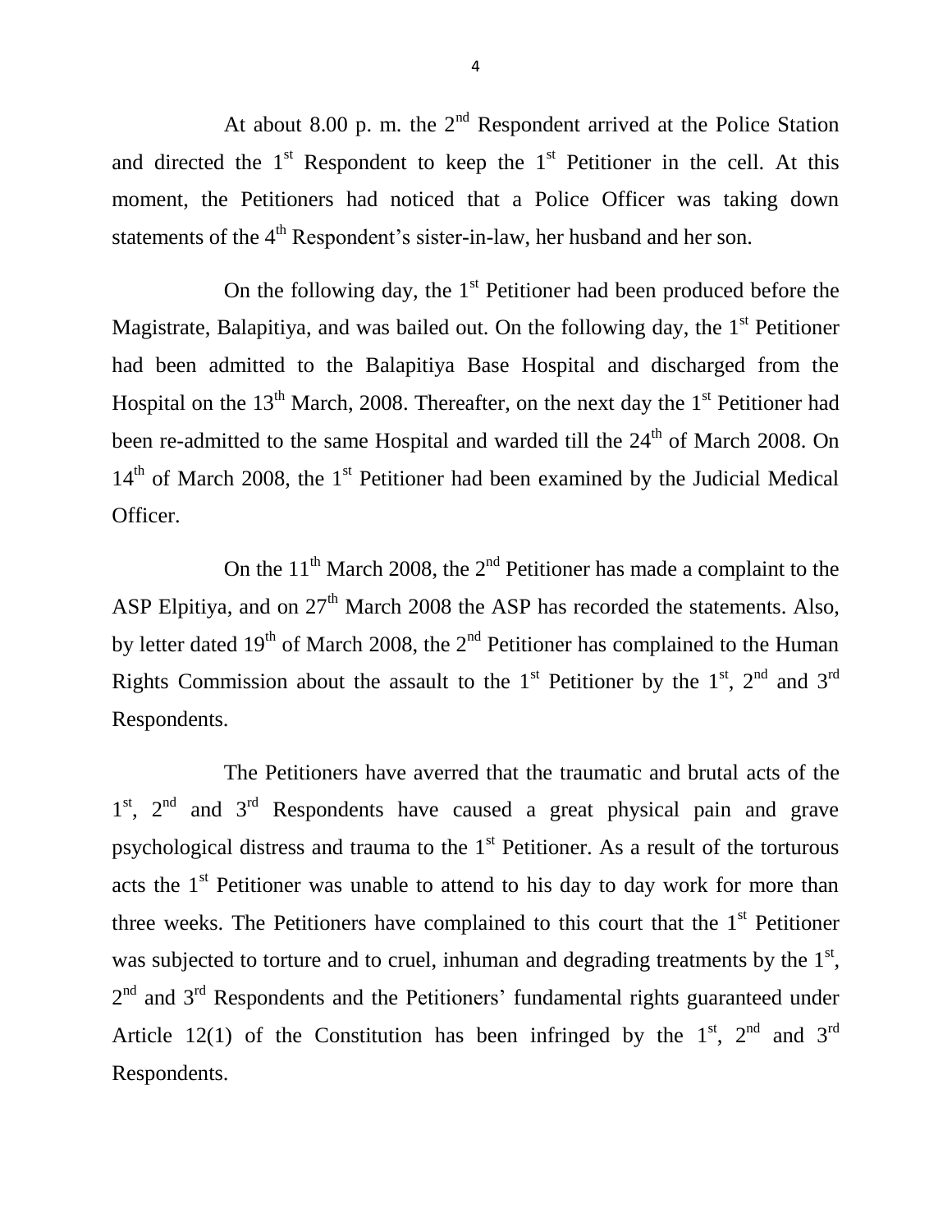At about 8.00 p. m. the 2nd Respondent arrived at the Police Station and directed the 1st Respondent to keep the 1st Petitioner in the cell. At this moment, the Petitioners had noticed that a Police Officer was taking down statements of the 4th Respondent's sister-in-law, her husband and her son.

On the following day, the 1st Petitioner had been produced before the Magistrate, Balapitiya, and was bailed out. On the following day, the 1st Petitioner had been admitted to the Balapitiya Base Hospital and discharged from the Hospital on the 13th March, 2008. Thereafter, on the next day the 1st Petitioner had been re-admitted to the same Hospital and warded till the 24th of March 2008. On 14th of March 2008, the 1st Petitioner had been examined by the Judicial Medical Officer.

On the 11th March 2008, the 2nd Petitioner has made a complaint to the ASP Elpitiya, and on 27th March 2008 the ASP has recorded the statements. Also, by letter dated 19th of March 2008, the 2nd Petitioner has complained to the Human Rights Commission about the assault to the 1st Petitioner by the 1st, 2nd and 3rd Respondents.

The Petitioners have averred that the traumatic and brutal acts of the 1st, 2nd and 3rd Respondents have caused a great physical pain and grave psychological distress and trauma to the 1st Petitioner. As a result of the torturous acts the 1st Petitioner was unable to attend to his day to day work for more than three weeks. The Petitioners have complained to this court that the 1st Petitioner was subjected to torture and to cruel, inhuman and degrading treatments by the 1st, 2nd and 3rd Respondents and the Petitioners' fundamental rights guaranteed under Article 12(1) of the Constitution has been infringed by the 1st, 2nd and 3rd Respondents.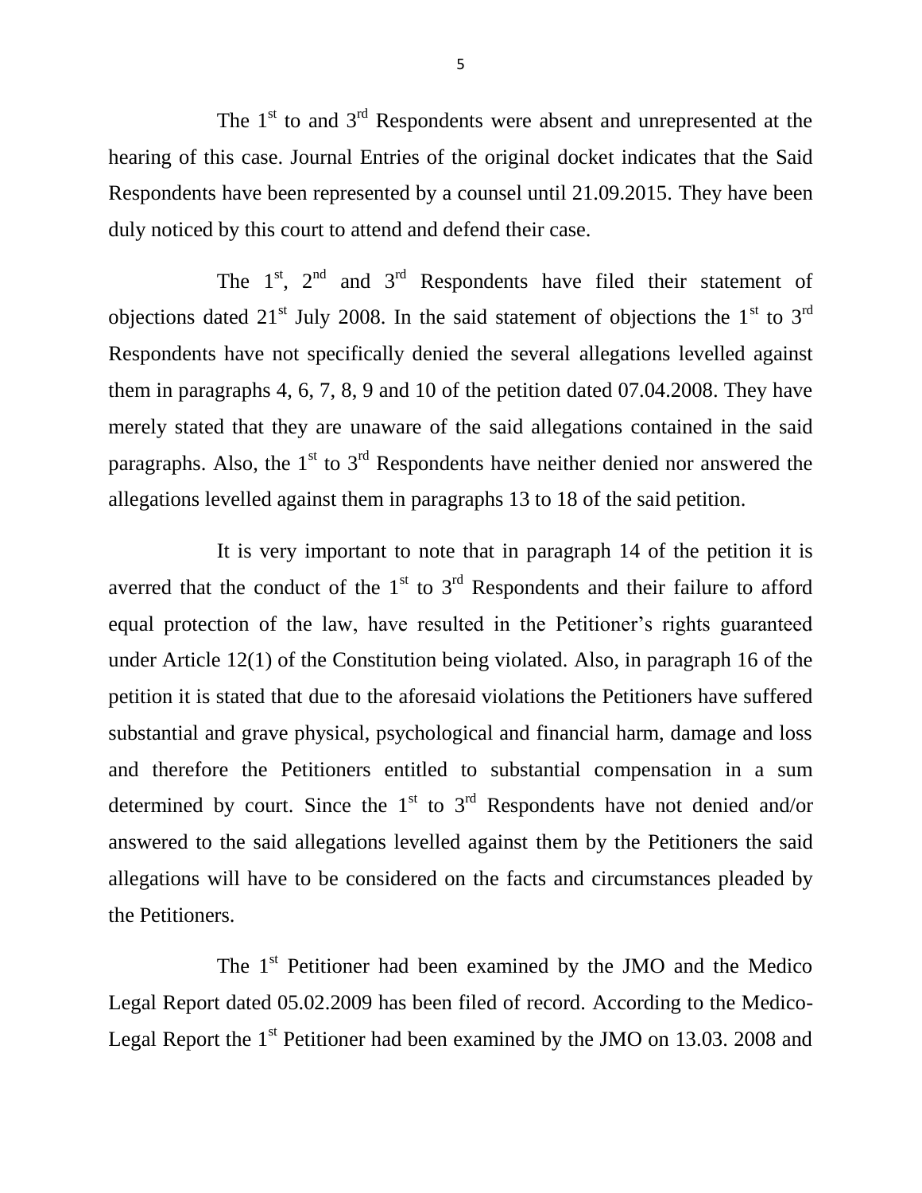The 1st to and 3rd Respondents were absent and unrepresented at the hearing of this case. Journal Entries of the original docket indicates that the Said Respondents have been represented by a counsel until 21.09.2015. They have been duly noticed by this court to attend and defend their case.

The 1st, 2nd and 3rd Respondents have filed their statement of objections dated 21st July 2008. In the said statement of objections the 1st to 3rd Respondents have not specifically denied the several allegations levelled against them in paragraphs 4, 6, 7, 8, 9 and 10 of the petition dated 07.04.2008. They have merely stated that they are unaware of the said allegations contained in the said paragraphs. Also, the 1st to 3rd Respondents have neither denied nor answered the allegations levelled against them in paragraphs 13 to 18 of the said petition.

It is very important to note that in paragraph 14 of the petition it is averred that the conduct of the 1st to 3rd Respondents and their failure to afford equal protection of the law, have resulted in the Petitioner's rights guaranteed under Article 12(1) of the Constitution being violated. Also, in paragraph 16 of the petition it is stated that due to the aforesaid violations the Petitioners have suffered substantial and grave physical, psychological and financial harm, damage and loss and therefore the Petitioners entitled to substantial compensation in a sum determined by court. Since the 1st to 3rd Respondents have not denied and/or answered to the said allegations levelled against them by the Petitioners the said allegations will have to be considered on the facts and circumstances pleaded by the Petitioners.

The 1st Petitioner had been examined by the JMO and the Medico Legal Report dated 05.02.2009 has been filed of record. According to the Medico-Legal Report the 1st Petitioner had been examined by the JMO on 13.03. 2008 and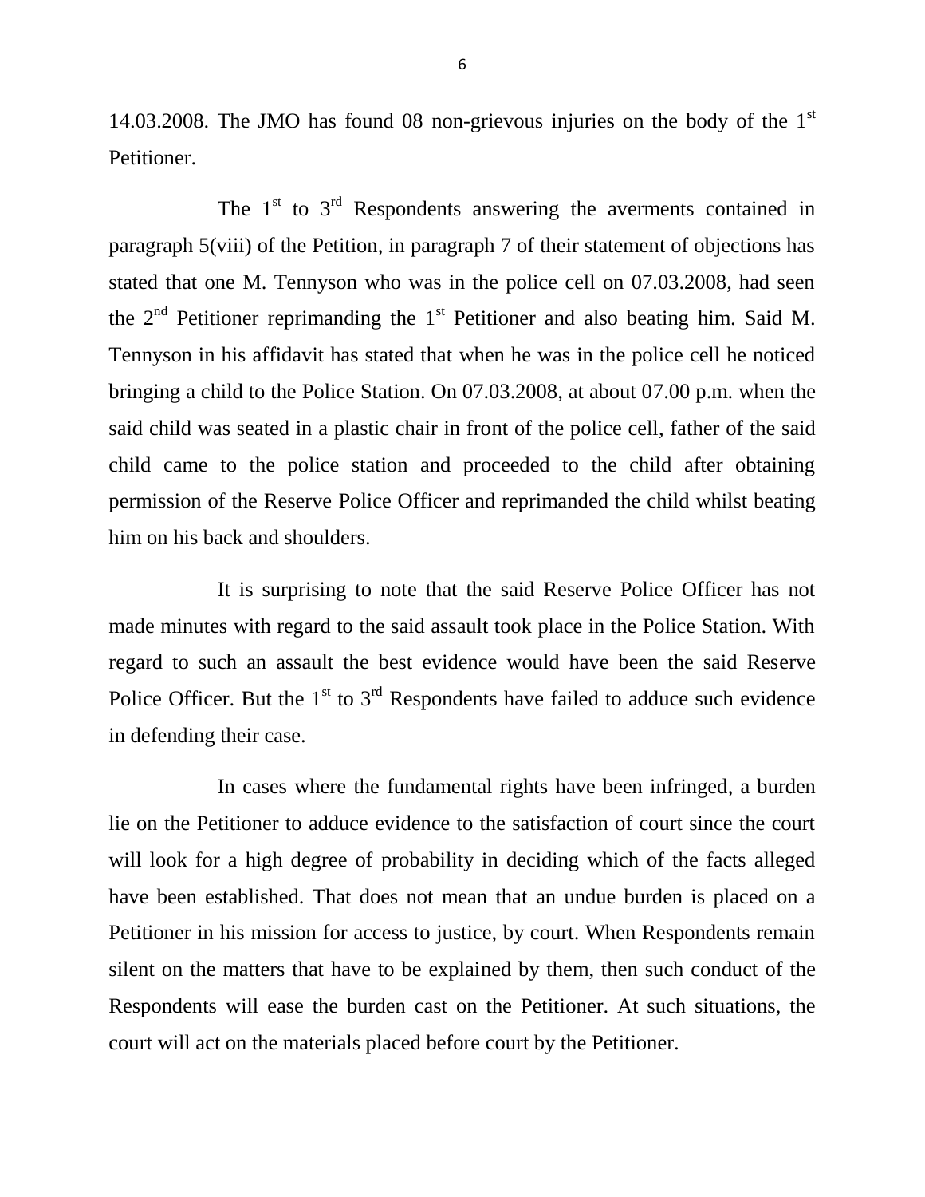14.03.2008. The JMO has found 08 non-grievous injuries on the body of the 1st Petitioner.

The 1st to 3rd Respondents answering the averments contained in paragraph 5(viii) of the Petition, in paragraph 7 of their statement of objections has stated that one M. Tennyson who was in the police cell on 07.03.2008, had seen the 2nd Petitioner reprimanding the 1st Petitioner and also beating him. Said M. Tennyson in his affidavit has stated that when he was in the police cell he noticed bringing a child to the Police Station. On 07.03.2008, at about 07.00 p.m. when the said child was seated in a plastic chair in front of the police cell, father of the said child came to the police station and proceeded to the child after obtaining permission of the Reserve Police Officer and reprimanded the child whilst beating him on his back and shoulders.

It is surprising to note that the said Reserve Police Officer has not made minutes with regard to the said assault took place in the Police Station. With regard to such an assault the best evidence would have been the said Reserve Police Officer. But the 1st to 3rd Respondents have failed to adduce such evidence in defending their case.

In cases where the fundamental rights have been infringed, a burden lie on the Petitioner to adduce evidence to the satisfaction of court since the court will look for a high degree of probability in deciding which of the facts alleged have been established. That does not mean that an undue burden is placed on a Petitioner in his mission for access to justice, by court. When Respondents remain silent on the matters that have to be explained by them, then such conduct of the Respondents will ease the burden cast on the Petitioner. At such situations, the court will act on the materials placed before court by the Petitioner.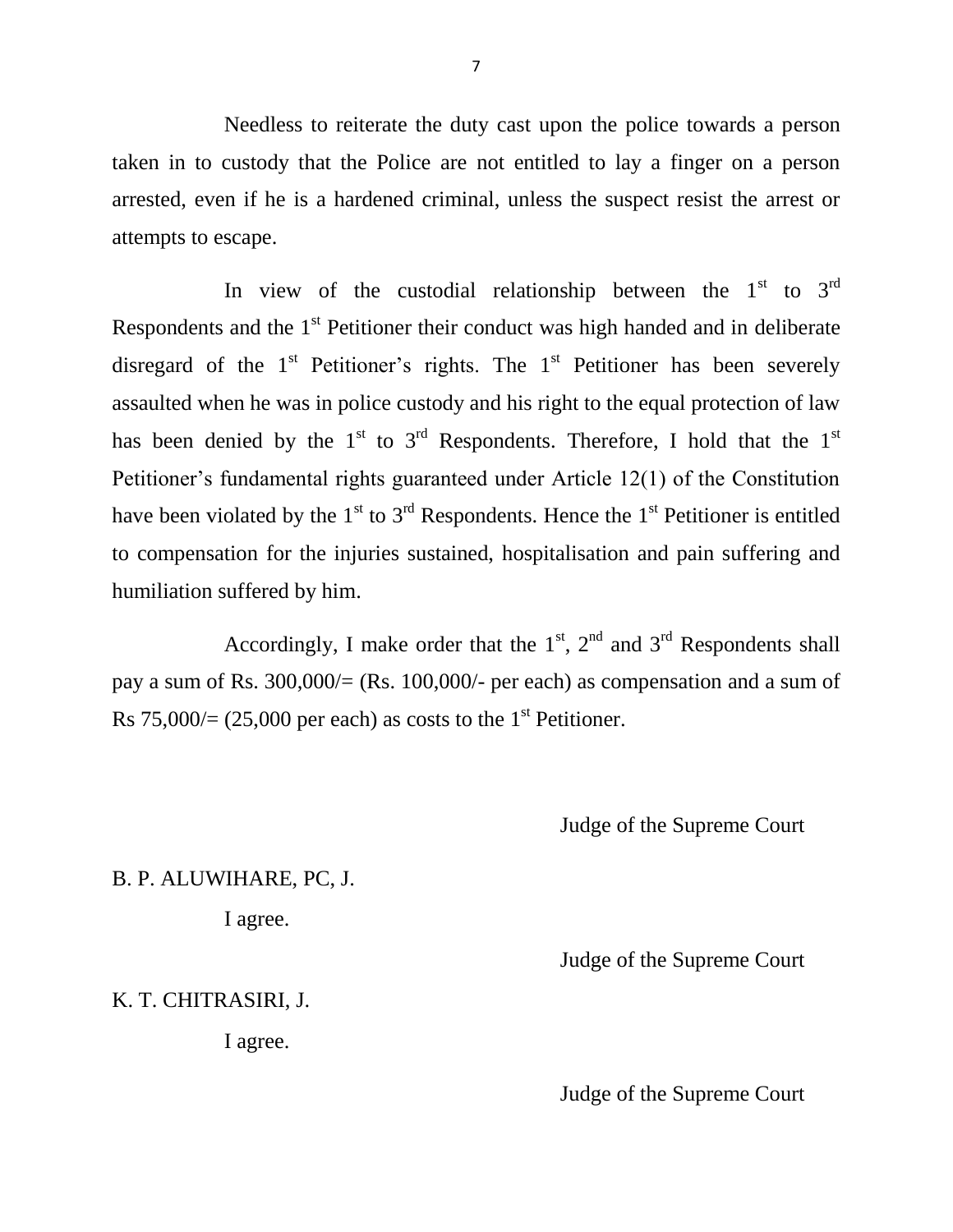Needless to reiterate the duty cast upon the police towards a person taken in to custody that the Police are not entitled to lay a finger on a person arrested, even if he is a hardened criminal, unless the suspect resist the arrest or attempts to escape.

In view of the custodial relationship between the 1st to 3rd Respondents and the 1st Petitioner their conduct was high handed and in deliberate disregard of the 1st Petitioner's rights. The 1st Petitioner has been severely assaulted when he was in police custody and his right to the equal protection of law has been denied by the 1st to 3rd Respondents. Therefore, I hold that the 1st Petitioner's fundamental rights guaranteed under Article 12(1) of the Constitution have been violated by the 1st to 3rd Respondents. Hence the 1st Petitioner is entitled to compensation for the injuries sustained, hospitalisation and pain suffering and humiliation suffered by him.

Accordingly, I make order that the 1st, 2nd and 3rd Respondents shall pay a sum of Rs. 300,000/= (Rs. 100,000/- per each) as compensation and a sum of Rs 75,000/= (25,000 per each) as costs to the 1st Petitioner.

Judge of the Supreme Court

B. P. ALUWIHARE, PC, J.

I agree.

Judge of the Supreme Court

K. T. CHITRASIRI, J.

I agree.

Judge of the Supreme Court